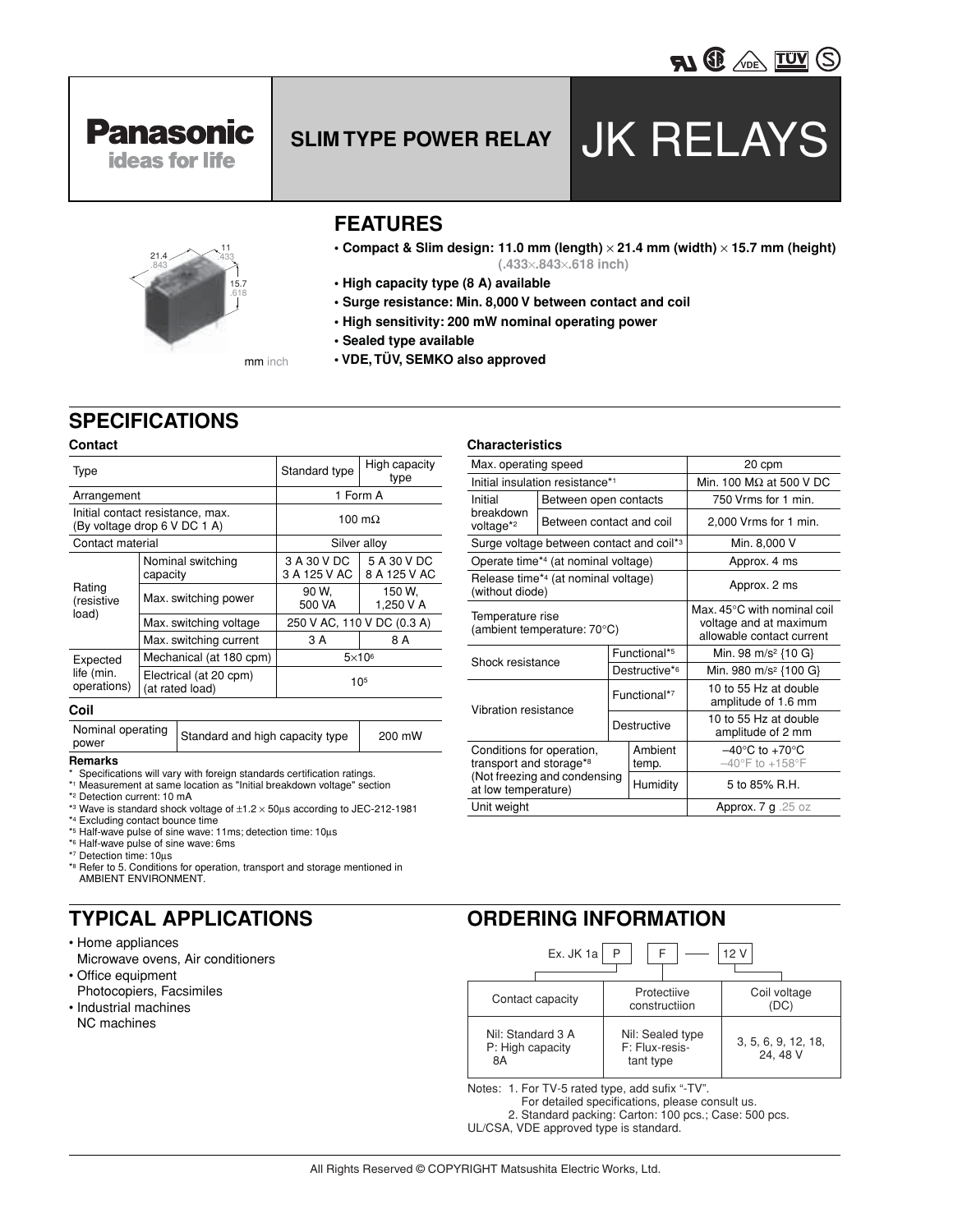Panasonic
ideas for life

# SLIM TYPE POWER RELAY

# JK RELAYS

mm inch

## FEATURES

- **Compact & Slim design: 11.0 mm (length) × 21.4 mm (width) × 15.7 mm (height) (.433×.843×.618 inch)**
- **High capacity type (8 A) available**
- **Surge resistance: Min. 8,000 V between contact and coil**
- **High sensitivity: 200 mW nominal operating power**
- **Sealed type available**
- **VDE, TÜV, SEMKO also approved**

## SPECIFICATIONS

### Contact

| Type | | Standard type | High capacity type |
|---|---|---|---|
| Arrangement | | 1 Form A | |
| Initial contact resistance, max. (By voltage drop 6 V DC 1 A) | | 100 mΩ | |
| Contact material | | Silver alloy | |
| Rating (resistive load) | Nominal switching capacity | 3 A 30 V DC 3 A 125 V AC | 5 A 30 V DC 8 A 125 V AC |
| | Max. switching power | 90 W, 500 VA | 150 W, 1,250 V A |
| | Max. switching voltage | 250 V AC, 110 V DC (0.3 A) | |
| | Max. switching current | 3 A | 8 A |
| Expected life (min. operations) | Mechanical (at 180 cpm) | $5 \times 10^6$ | |
| | Electrical (at 20 cpm) (at rated load) | $10^5$ | |

### Coil

| Nominal operating power | Standard and high capacity type | 200 mW |
|---|---|---|

**Remarks**

\* Specifications will vary with foreign standards certification ratings.
*1 Measurement at same location as "Initial breakdown voltage" section
*2 Detection current: 10 mA
*3 Wave is standard shock voltage of ±1.2 × 50µs according to JEC-212-1981
*4 Excluding contact bounce time
*5 Half-wave pulse of sine wave: 11ms; detection time: 10µs
*6 Half-wave pulse of sine wave: 6ms
*7 Detection time: 10µs
*8 Refer to 5. Conditions for operation, transport and storage mentioned in AMBIENT ENVIRONMENT.

### Characteristics

| Max. operating speed | | 20 cpm |
|---|---|---|
| Initial insulation resistance*1 | | Min. 100 MΩ at 500 V DC |
| Initial breakdown voltage*2 | Between open contacts | 750 Vrms for 1 min. |
| | Between contact and coil | 2,000 Vrms for 1 min. |
| Surge voltage between contact and coil*3 | | Min. 8,000 V |
| Operate time*4 (at nominal voltage) | | Approx. 4 ms |
| Release time*4 (at nominal voltage) (without diode) | | Approx. 2 ms |
| Temperature rise (ambient temperature: 70°C) | | Max. 45°C with nominal coil voltage and at maximum allowable contact current |
| Shock resistance | Functional*5 | Min. 98 m/s² {10 G} |
| | Destructive*6 | Min. 980 m/s² {100 G} |
| Vibration resistance | Functional*7 | 10 to 55 Hz at double amplitude of 1.6 mm |
| | Destructive | 10 to 55 Hz at double amplitude of 2 mm |
| Conditions for operation, transport and storage*8 (Not freezing and condensing at low temperature) | Ambient temp. | –40°C to +70°C –40°F to +158°F |
| | Humidity | 5 to 85% R.H. |
| Unit weight | | Approx. 7 g .25 oz |

## TYPICAL APPLICATIONS

- Home appliances
  Microwave ovens, Air conditioners
- Office equipment
  Photocopiers, Facsimiles
- Industrial machines
  NC machines

## ORDERING INFORMATION

Ex. JK 1a | P | F | — | 12 V

| Contact capacity | Protectiive constructiion | Coil voltage (DC) |
|---|---|---|
| Nil: Standard 3 A P: High capacity 8A | Nil: Sealed type F: Flux-resistant type | 3, 5, 6, 9, 12, 18, 24, 48 V |

Notes: 1. For TV-5 rated type, add sufix "-TV".
For detailed specifications, please consult us.
2. Standard packing: Carton: 100 pcs.; Case: 500 pcs.

UL/CSA, VDE approved type is standard.

All Rights Reserved © COPYRIGHT Matsushita Electric Works, Ltd.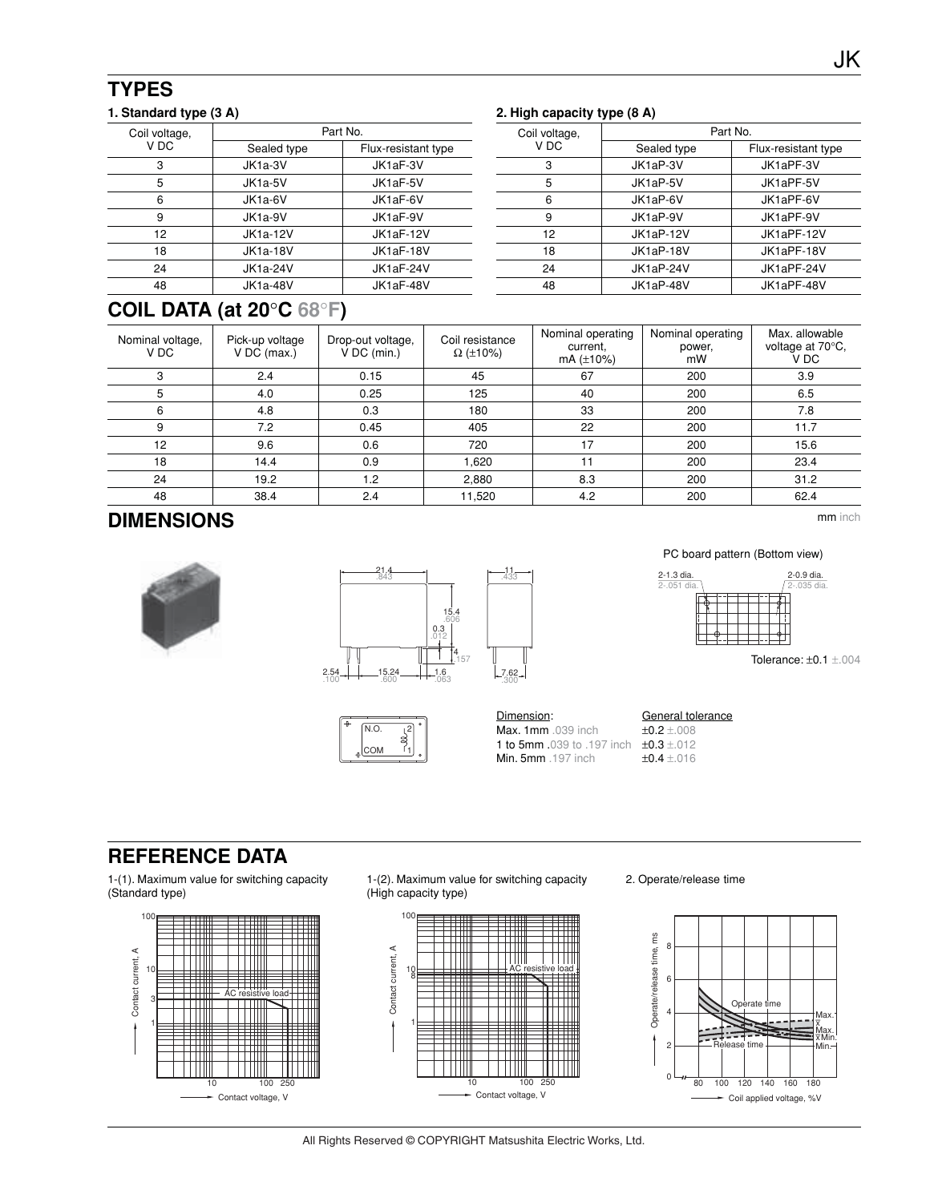## TYPES

### 1. Standard type (3 A)

| Coil voltage, V DC | Part No. | |
|---|---|---|
| | Sealed type | Flux-resistant type |
| 3 | JK1a-3V | JK1aF-3V |
| 5 | JK1a-5V | JK1aF-5V |
| 6 | JK1a-6V | JK1aF-6V |
| 9 | JK1a-9V | JK1aF-9V |
| 12 | JK1a-12V | JK1aF-12V |
| 18 | JK1a-18V | JK1aF-18V |
| 24 | JK1a-24V | JK1aF-24V |
| 48 | JK1a-48V | JK1aF-48V |

### 2. High capacity type (8 A)

| Coil voltage, V DC | Part No. | |
|---|---|---|
| | Sealed type | Flux-resistant type |
| 3 | JK1aP-3V | JK1aPF-3V |
| 5 | JK1aP-5V | JK1aPF-5V |
| 6 | JK1aP-6V | JK1aPF-6V |
| 9 | JK1aP-9V | JK1aPF-9V |
| 12 | JK1aP-12V | JK1aPF-12V |
| 18 | JK1aP-18V | JK1aPF-18V |
| 24 | JK1aP-24V | JK1aPF-24V |
| 48 | JK1aP-48V | JK1aPF-48V |

## COIL DATA (at 20°C 68°F)

| Nominal voltage, V DC | Pick-up voltage V DC (max.) | Drop-out voltage, V DC (min.) | Coil resistance Ω (±10%) | Nominal operating current, mA (±10%) | Nominal operating power, mW | Max. allowable voltage at 70°C, V DC |
|---|---|---|---|---|---|---|
| 3 | 2.4 | 0.15 | 45 | 67 | 200 | 3.9 |
| 5 | 4.0 | 0.25 | 125 | 40 | 200 | 6.5 |
| 6 | 4.8 | 0.3 | 180 | 33 | 200 | 7.8 |
| 9 | 7.2 | 0.45 | 405 | 22 | 200 | 11.7 |
| 12 | 9.6 | 0.6 | 720 | 17 | 200 | 15.6 |
| 18 | 14.4 | 0.9 | 1,620 | 11 | 200 | 23.4 |
| 24 | 19.2 | 1.2 | 2,880 | 8.3 | 200 | 31.2 |
| 48 | 38.4 | 2.4 | 11,520 | 4.2 | 200 | 62.4 |

## DIMENSIONS

mm inch

21.4 .843; 15.4 .606; 0.3 .012; 4 .157; 2.54 .100; 15.24 .600; 1.6 .063; 11 .433; 7.62 .300

PC board pattern (Bottom view)

2-1.3 dia. 2-.051 dia.; 2-0.9 dia. 2-.035 dia.

Tolerance: ±0.1 ±.004

N.O. 2; COM 1

| Dimension: | General tolerance |
|---|---|
| Max. 1mm .039 inch | ±0.2 ±.008 |
| 1 to 5mm .039 to .197 inch | ±0.3 ±.012 |
| Min. 5mm .197 inch | ±0.4 ±.016 |

## REFERENCE DATA

1-(1). Maximum value for switching capacity (Standard type)

1-(2). Maximum value for switching capacity (High capacity type)

2. Operate/release time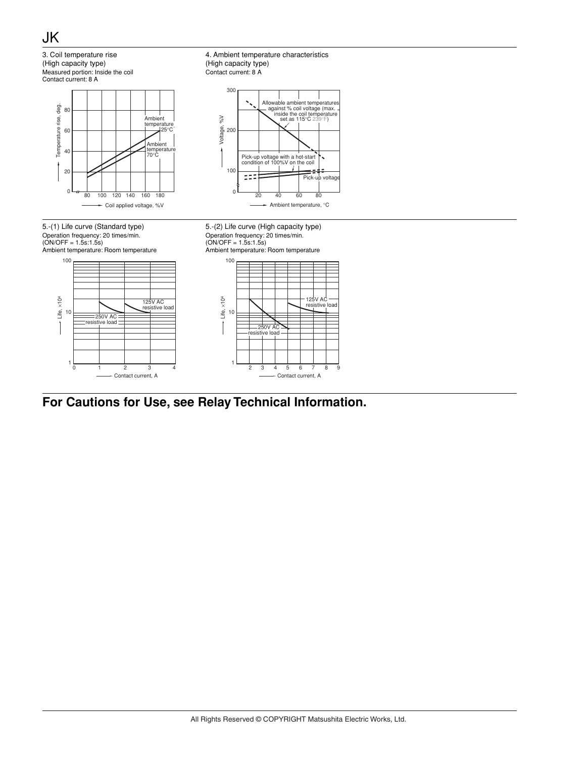3. Coil temperature rise
(High capacity type)
Measured portion: Inside the coil
Contact current: 8 A

Temperature rise, deg.
0
20
40
60
80
80 100 120 140 160 180
Coil applied voltage, %V
Ambient temperature 25°C
Ambient temperature 70°C

4. Ambient temperature characteristics
(High capacity type)
Contact current: 8 A

Voltage, %V
0
100
200
300
20 40 60 80
Ambient temperature, °C
Allowable ambient temperatures against % coil voltage (max. inside the coil temperature set as 115°C 239°F)
Pick-up voltage with a hot-start condition of 100%V on the coil
Pick-up voltage

5.-(1) Life curve (Standard type)
Operation frequency: 20 times/min.
(ON/OFF = 1.5s:1.5s)
Ambient temperature: Room temperature

Life, $\times 10^4$
1
10
100
0 1 2 3 4
Contact current, A
125V AC resistive load
250V AC resistive load

5.-(2) Life curve (High capacity type)
Operation frequency: 20 times/min.
(ON/OFF = 1.5s:1.5s)
Ambient temperature: Room temperature

Life, $\times 10^4$
1
10
100
2 3 4 5 6 7 8 9
Contact current, A
125V AC resistive load
250V AC resistive load

## For Cautions for Use, see Relay Technical Information.